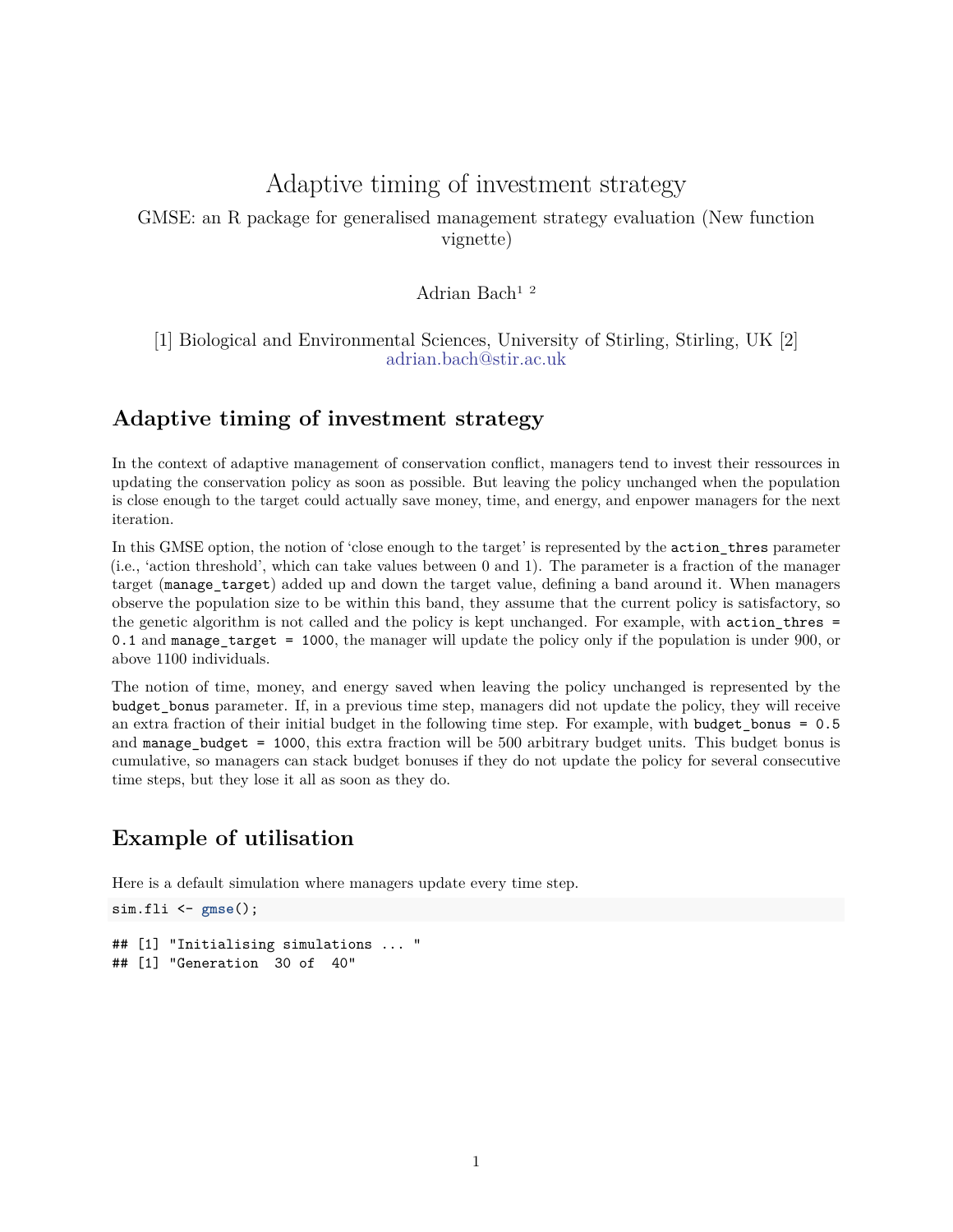# Adaptive timing of investment strategy

GMSE: an R package for generalised management strategy evaluation (New function vignette)

Adrian Bach[1] [2]

[1] Biological and Environmental Sciences, University of Stirling, Stirling, UK [2] adrian.bach@stir.ac.uk

## Adaptive timing of investment strategy

In the context of adaptive management of conservation conflict, managers tend to invest their ressources in updating the conservation policy as soon as possible. But leaving the policy unchanged when the population is close enough to the target could actually save money, time, and energy, and enpower managers for the next iteration.

In this GMSE option, the notion of 'close enough to the target' is represented by the `action_thres` parameter (i.e., 'action threshold', which can take values between 0 and 1). The parameter is a fraction of the manager target (`manage_target`) added up and down the target value, defining a band around it. When managers observe the population size to be within this band, they assume that the current policy is satisfactory, so the genetic algorithm is not called and the policy is kept unchanged. For example, with `action_thres = 0.1` and `manage_target = 1000`, the manager will update the policy only if the population is under 900, or above 1100 individuals.

The notion of time, money, and energy saved when leaving the policy unchanged is represented by the `budget_bonus` parameter. If, in a previous time step, managers did not update the policy, they will receive an extra fraction of their initial budget in the following time step. For example, with `budget_bonus = 0.5` and `manage_budget = 1000`, this extra fraction will be 500 arbitrary budget units. This budget bonus is cumulative, so managers can stack budget bonuses if they do not update the policy for several consecutive time steps, but they lose it all as soon as they do.

## Example of utilisation

Here is a default simulation where managers update every time step.

```
sim.fli <- gmse();
```

```
## [1] "Initialising simulations ... "
## [1] "Generation  30 of  40"
```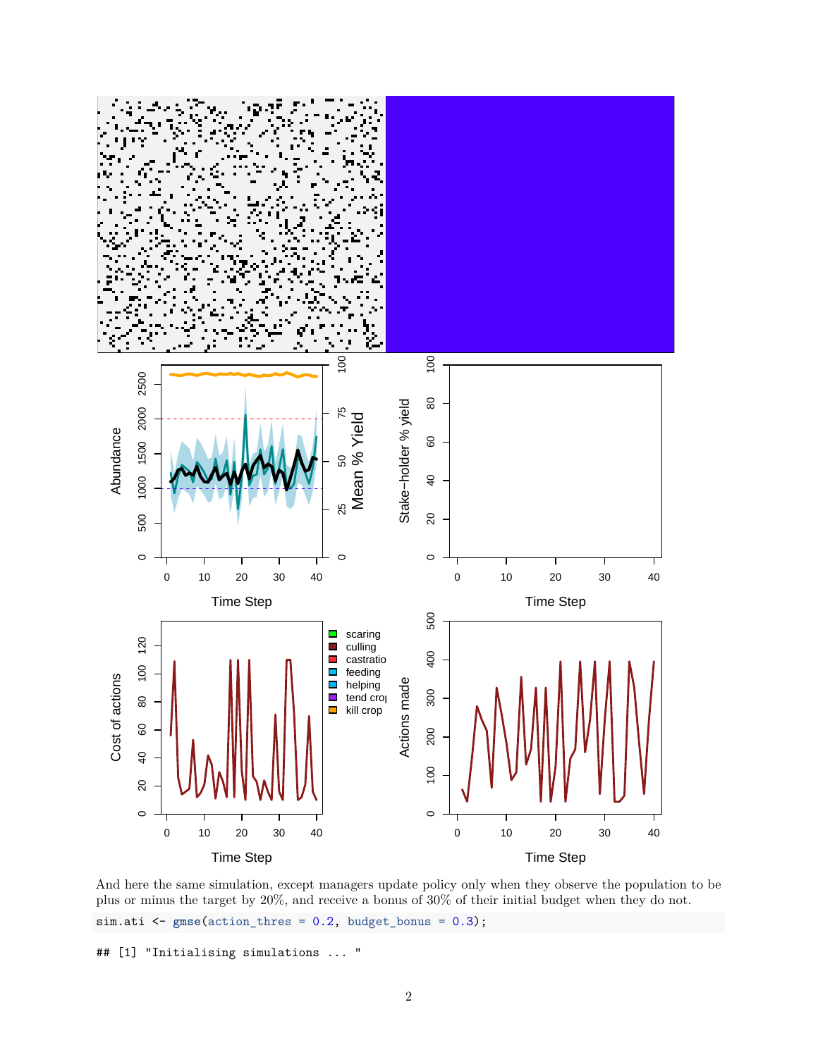And here the same simulation, except managers update policy only when they observe the population to be plus or minus the target by 20%, and receive a bonus of 30% of their initial budget when they do not.

```
sim.ati <- gmse(action_thres = 0.2, budget_bonus = 0.3);
```

```
## [1] "Initialising simulations ... "
```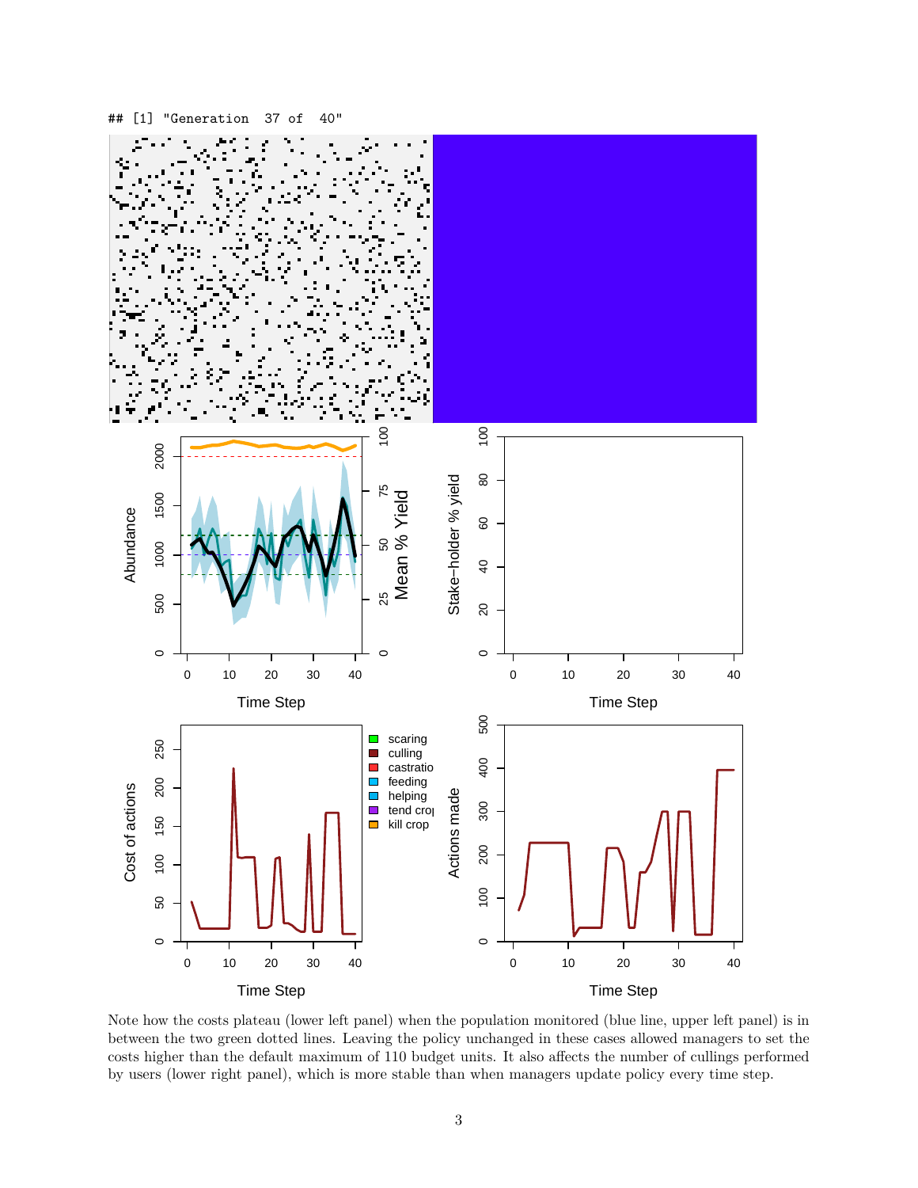```
## [1] "Generation  37 of  40"
```

Abundance

Mean % Yield

Time Step

0
500
1000
1500
2000

0
25
50
75
100

0
10
20
30
40

Stake−holder % yield

Time Step

0
20
40
60
80
100

0
10
20
30
40

Cost of actions

Time Step

0
50
100
150
200
250

0
10
20
30
40

scaring
culling
castratio
feeding
helping
tend cro
kill crop

Actions made

Time Step

0
100
200
300
400
500

0
10
20
30
40

Note how the costs plateau (lower left panel) when the population monitored (blue line, upper left panel) is in between the two green dotted lines. Leaving the policy unchanged in these cases allowed managers to set the costs higher than the default maximum of 110 budget units. It also affects the number of cullings performed by users (lower right panel), which is more stable than when managers update policy every time step.